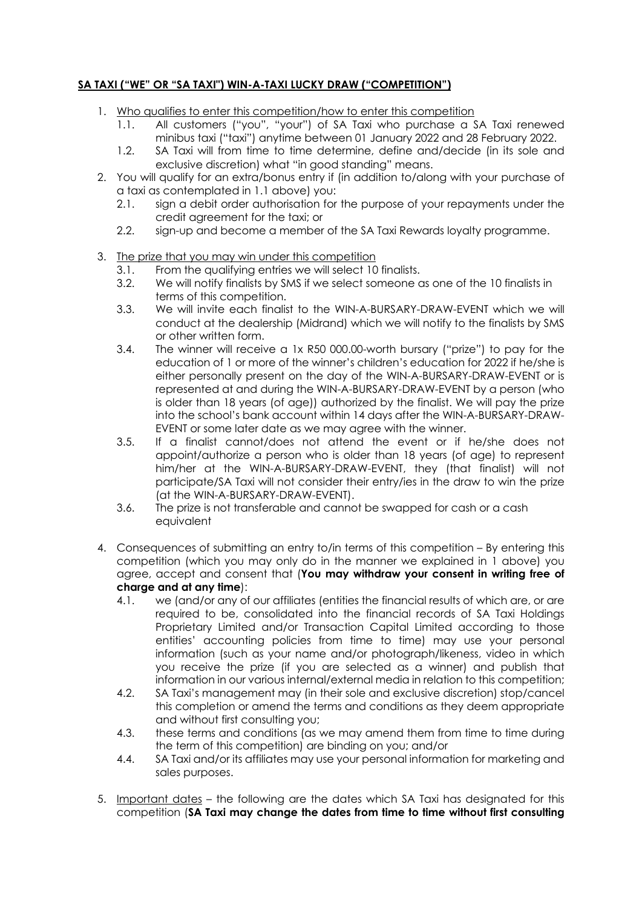**<u>SA TAXI ("WE" OR "SA TAXI") WIN-A-TAXI LUCKY DRAW ("COMPETITION")</u>**

1. <u>Who qualifies to enter this competition/how to enter this competition</u>
   1.1. All customers ("you", "your") of SA Taxi who purchase a SA Taxi renewed minibus taxi ("taxi") anytime between 01 January 2022 and 28 February 2022.
   1.2. SA Taxi will from time to time determine, define and/decide (in its sole and exclusive discretion) what "in good standing" means.
2. You will qualify for an extra/bonus entry if (in addition to/along with your purchase of a taxi as contemplated in 1.1 above) you:
   2.1. sign a debit order authorisation for the purpose of your repayments under the credit agreement for the taxi; or
   2.2. sign-up and become a member of the SA Taxi Rewards loyalty programme.
3. <u>The prize that you may win under this competition</u>
   3.1. From the qualifying entries we will select 10 finalists.
   3.2. We will notify finalists by SMS if we select someone as one of the 10 finalists in terms of this competition.
   3.3. We will invite each finalist to the WIN-A-BURSARY-DRAW-EVENT which we will conduct at the dealership (Midrand) which we will notify to the finalists by SMS or other written form.
   3.4. The winner will receive a 1x R50 000.00-worth bursary ("prize") to pay for the education of 1 or more of the winner's children's education for 2022 if he/she is either personally present on the day of the WIN-A-BURSARY-DRAW-EVENT or is represented at and during the WIN-A-BURSARY-DRAW-EVENT by a person (who is older than 18 years (of age)) authorized by the finalist. We will pay the prize into the school's bank account within 14 days after the WIN-A-BURSARY-DRAW-EVENT or some later date as we may agree with the winner.
   3.5. If a finalist cannot/does not attend the event or if he/she does not appoint/authorize a person who is older than 18 years (of age) to represent him/her at the WIN-A-BURSARY-DRAW-EVENT, they (that finalist) will not participate/SA Taxi will not consider their entry/ies in the draw to win the prize (at the WIN-A-BURSARY-DRAW-EVENT).
   3.6. The prize is not transferable and cannot be swapped for cash or a cash equivalent
4. Consequences of submitting an entry to/in terms of this competition – By entering this competition (which you may only do in the manner we explained in 1 above) you agree, accept and consent that (**You may withdraw your consent in writing free of charge and at any time**):
   4.1. we (and/or any of our affiliates (entities the financial results of which are, or are required to be, consolidated into the financial records of SA Taxi Holdings Proprietary Limited and/or Transaction Capital Limited according to those entities' accounting policies from time to time) may use your personal information (such as your name and/or photograph/likeness, video in which you receive the prize (if you are selected as a winner) and publish that information in our various internal/external media in relation to this competition;
   4.2. SA Taxi's management may (in their sole and exclusive discretion) stop/cancel this completion or amend the terms and conditions as they deem appropriate and without first consulting you;
   4.3. these terms and conditions (as we may amend them from time to time during the term of this competition) are binding on you; and/or
   4.4. SA Taxi and/or its affiliates may use your personal information for marketing and sales purposes.
5. <u>Important dates</u> – the following are the dates which SA Taxi has designated for this competition (**SA Taxi may change the dates from time to time without first consulting**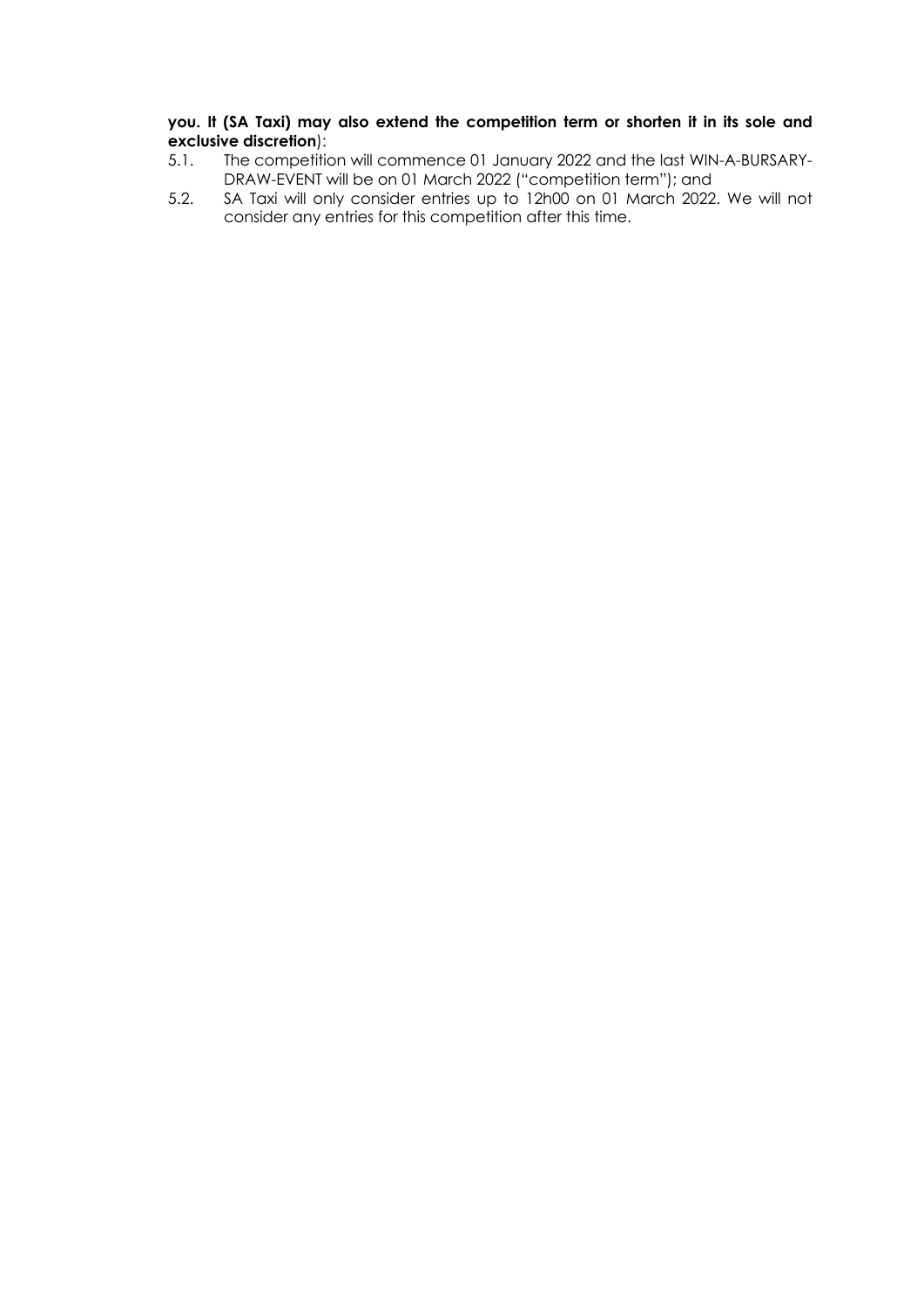**you. It (SA Taxi) may also extend the competition term or shorten it in its sole and exclusive discretion**):

5.1. The competition will commence 01 January 2022 and the last WIN-A-BURSARY-DRAW-EVENT will be on 01 March 2022 ("competition term"); and

5.2. SA Taxi will only consider entries up to 12h00 on 01 March 2022. We will not consider any entries for this competition after this time.